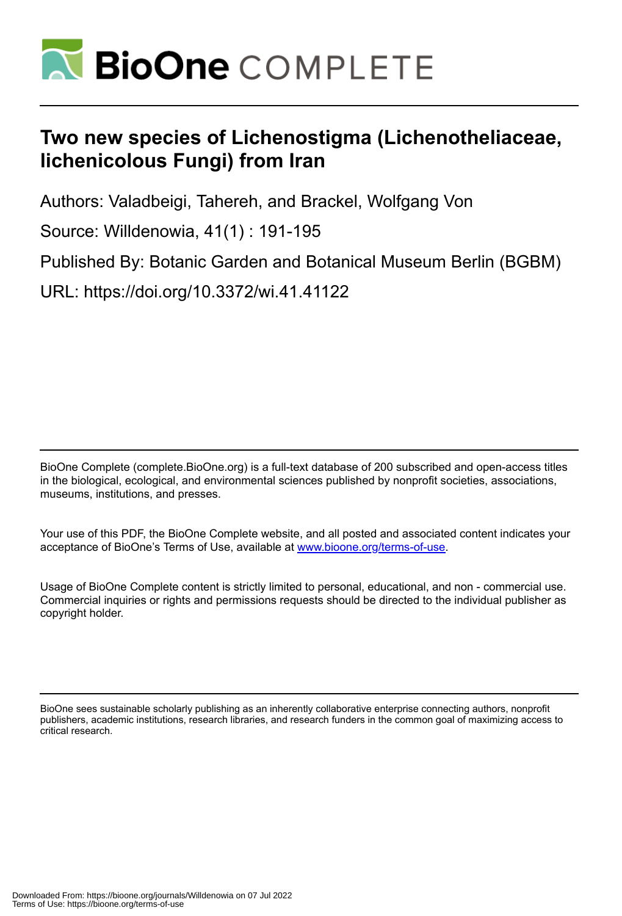# Two new species of Lichenostigma (Lichenotheliaceae, lichenicolous Fungi) from Iran

Authors: Valadbeigi, Tahereh, and Brackel, Wolfgang Von

Source: Willdenowia, 41(1) : 191-195

Published By: Botanic Garden and Botanical Museum Berlin (BGBM)

URL: https://doi.org/10.3372/wi.41.41122

BioOne Complete (complete.BioOne.org) is a full-text database of 200 subscribed and open-access titles in the biological, ecological, and environmental sciences published by nonprofit societies, associations, museums, institutions, and presses.

Your use of this PDF, the BioOne Complete website, and all posted and associated content indicates your acceptance of BioOne's Terms of Use, available at www.bioone.org/terms-of-use.

Usage of BioOne Complete content is strictly limited to personal, educational, and non - commercial use. Commercial inquiries or rights and permissions requests should be directed to the individual publisher as copyright holder.

BioOne sees sustainable scholarly publishing as an inherently collaborative enterprise connecting authors, nonprofit publishers, academic institutions, research libraries, and research funders in the common goal of maximizing access to critical research.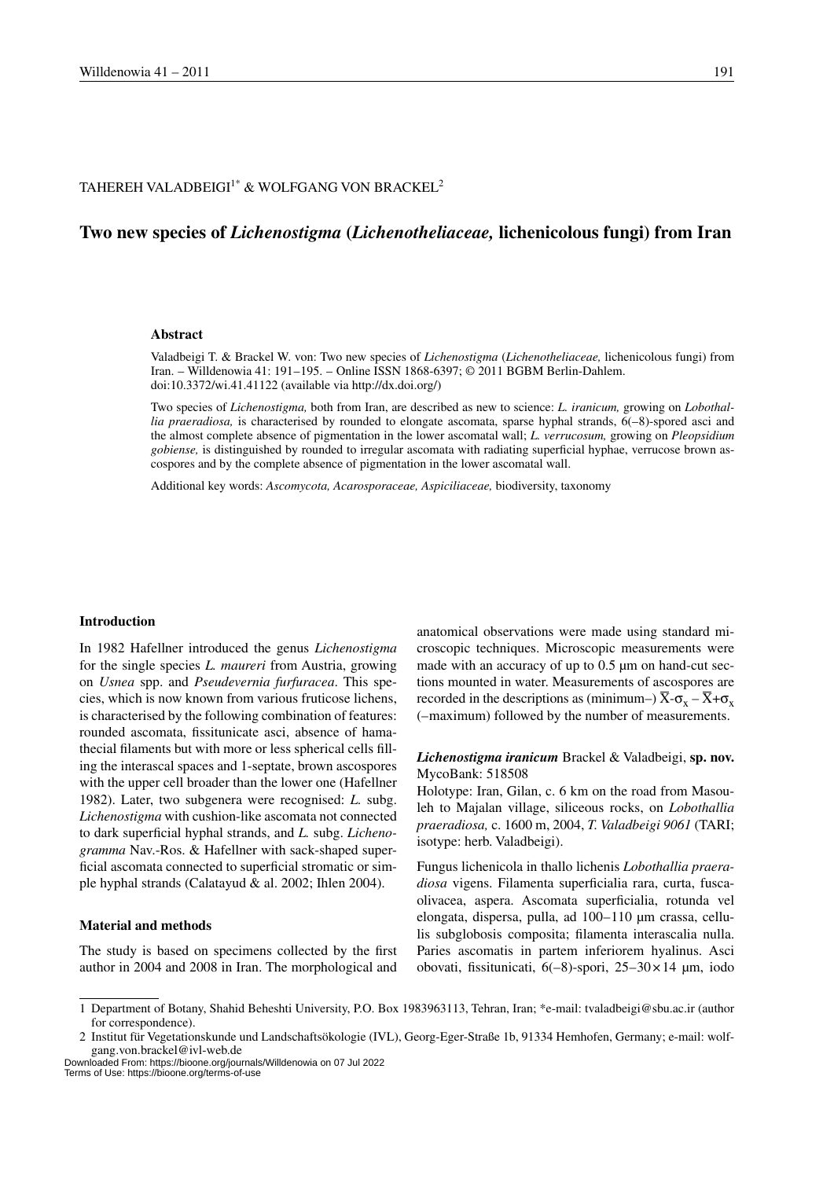TAHEREH VALADBEIGI[1*] & WOLFGANG VON BRACKEL[2]

# Two new species of *Lichenostigma* (*Lichenotheliaceae,* lichenicolous fungi) from Iran

## Abstract

Valadbeigi T. & Brackel W. von: Two new species of *Lichenostigma* (*Lichenotheliaceae,* lichenicolous fungi) from Iran. – Willdenowia 41: 191–195. – Online ISSN 1868-6397; © 2011 BGBM Berlin-Dahlem. doi:10.3372/wi.41.41122 (available via http://dx.doi.org/)

Two species of *Lichenostigma,* both from Iran, are described as new to science: *L. iranicum,* growing on *Lobothallia praeradiosa,* is characterised by rounded to elongate ascomata, sparse hyphal strands, 6(–8)-spored asci and the almost complete absence of pigmentation in the lower ascomatal wall; *L. verrucosum,* growing on *Pleopsidium gobiense,* is distinguished by rounded to irregular ascomata with radiating superficial hyphae, verrucose brown ascospores and by the complete absence of pigmentation in the lower ascomatal wall.

Additional key words: *Ascomycota, Acarosporaceae, Aspiciliaceae,* biodiversity, taxonomy

## Introduction

In 1982 Hafellner introduced the genus *Lichenostigma* for the single species *L. maureri* from Austria, growing on *Usnea* spp. and *Pseudevernia furfuracea*. This species, which is now known from various fruticose lichens, is characterised by the following combination of features: rounded ascomata, fissitunicate asci, absence of hamathecial filaments but with more or less spherical cells filling the interascal spaces and 1-septate, brown ascospores with the upper cell broader than the lower one (Hafellner 1982). Later, two subgenera were recognised: *L.* subg. *Lichenostigma* with cushion-like ascomata not connected to dark superficial hyphal strands, and *L.* subg. *Lichenogramma* Nav.-Ros. & Hafellner with sack-shaped superficial ascomata connected to superficial stromatic or simple hyphal strands (Calatayud & al. 2002; Ihlen 2004).

## Material and methods

The study is based on specimens collected by the first author in 2004 and 2008 in Iran. The morphological and anatomical observations were made using standard microscopic techniques. Microscopic measurements were made with an accuracy of up to 0.5 µm on hand-cut sections mounted in water. Measurements of ascospores are recorded in the descriptions as (minimum–) $\overline{X}$-$\sigma_x$ – $\overline{X}$+$\sigma_x$ (–maximum) followed by the number of measurements.

***Lichenostigma iranicum*** Brackel & Valadbeigi, **sp. nov.**
MycoBank: 518508

Holotype: Iran, Gilan, c. 6 km on the road from Masouleh to Majalan village, siliceous rocks, on *Lobothallia praeradiosa,* c. 1600 m, 2004, *T. Valadbeigi 9061* (TARI; isotype: herb. Valadbeigi).

Fungus lichenicola in thallo lichenis *Lobothallia praeradiosa* vigens. Filamenta superficialia rara, curta, fuscaolivacea, aspera. Ascomata superficialia, rotunda vel elongata, dispersa, pulla, ad 100–110 µm crassa, cellulis subglobosis composita; filamenta interascalia nulla. Paries ascomatis in partem inferiorem hyalinus. Asci obovati, fissitunicati, 6(–8)-spori, 25–30 × 14 µm, iodo

1 Department of Botany, Shahid Beheshti University, P.O. Box 1983963113, Tehran, Iran; *e-mail: tvaladbeigi@sbu.ac.ir (author for correspondence).

2 Institut für Vegetationskunde und Landschaftsökologie (IVL), Georg-Eger-Straße 1b, 91334 Hemhofen, Germany; e-mail: wolfgang.von.brackel@ivl-web.de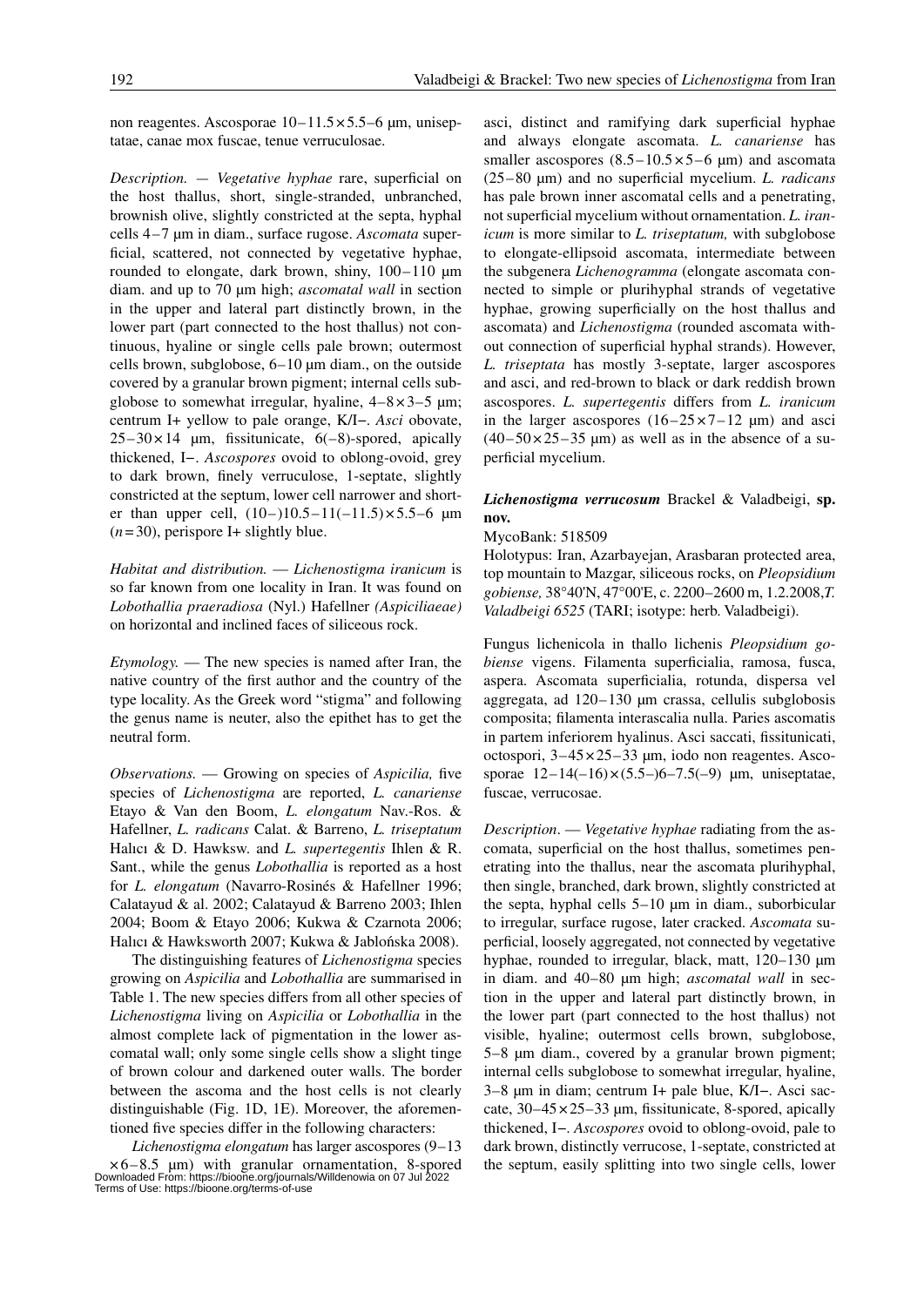non reagentes. Ascosporae 10–11.5 × 5.5–6 µm, uniseptatae, canae mox fuscae, tenue verruculosae.

*Description.* — *Vegetative hyphae* rare, superficial on the host thallus, short, single-stranded, unbranched, brownish olive, slightly constricted at the septa, hyphal cells 4–7 µm in diam., surface rugose. *Ascomata* superficial, scattered, not connected by vegetative hyphae, rounded to elongate, dark brown, shiny, 100–110 µm diam. and up to 70 µm high; *ascomatal wall* in section in the upper and lateral part distinctly brown, in the lower part (part connected to the host thallus) not continuous, hyaline or single cells pale brown; outermost cells brown, subglobose, 6–10 µm diam., on the outside covered by a granular brown pigment; internal cells subglobose to somewhat irregular, hyaline, 4–8 × 3–5 µm; centrum I+ yellow to pale orange, K/I−. *Asci* obovate, 25–30 × 14 µm, fissitunicate, 6(–8)-spored, apically thickened, I−. *Ascospores* ovoid to oblong-ovoid, grey to dark brown, finely verruculose, 1-septate, slightly constricted at the septum, lower cell narrower and shorter than upper cell, (10–)10.5–11(–11.5) × 5.5–6 µm ($n$ = 30), perispore I+ slightly blue.

*Habitat and distribution.* — *Lichenostigma iranicum* is so far known from one locality in Iran. It was found on *Lobothallia praeradiosa* (Nyl.) Hafellner *(Aspiciliaeae)* on horizontal and inclined faces of siliceous rock.

*Etymology.* — The new species is named after Iran, the native country of the first author and the country of the type locality. As the Greek word "stigma" and following the genus name is neuter, also the epithet has to get the neutral form.

*Observations.* — Growing on species of *Aspicilia,* five species of *Lichenostigma* are reported, *L. canariense* Etayo & Van den Boom, *L. elongatum* Nav.-Ros. & Hafellner, *L. radicans* Calat. & Barreno, *L. triseptatum* Halıcı & D. Hawksw. and *L. supertegentis* Ihlen & R. Sant., while the genus *Lobothallia* is reported as a host for *L. elongatum* (Navarro-Rosinés & Hafellner 1996; Calatayud & al. 2002; Calatayud & Barreno 2003; Ihlen 2004; Boom & Etayo 2006; Kukwa & Czarnota 2006; Halıcı & Hawksworth 2007; Kukwa & Jablońska 2008).

The distinguishing features of *Lichenostigma* species growing on *Aspicilia* and *Lobothallia* are summarised in Table 1. The new species differs from all other species of *Lichenostigma* living on *Aspicilia* or *Lobothallia* in the almost complete lack of pigmentation in the lower ascomatal wall; only some single cells show a slight tinge of brown colour and darkened outer walls. The border between the ascoma and the host cells is not clearly distinguishable (Fig. 1D, 1E). Moreover, the aforementioned five species differ in the following characters:

*Lichenostigma elongatum* has larger ascospores (9–13 × 6–8.5 µm) with granular ornamentation, 8-spored asci, distinct and ramifying dark superficial hyphae and always elongate ascomata. *L. canariense* has smaller ascospores (8.5–10.5 × 5–6 µm) and ascomata (25–80 µm) and no superficial mycelium. *L. radicans* has pale brown inner ascomatal cells and a penetrating, not superficial mycelium without ornamentation. *L. iranicum* is more similar to *L. triseptatum,* with subglobose to elongate-ellipsoid ascomata, intermediate between the subgenera *Lichenogramma* (elongate ascomata connected to simple or plurihyphal strands of vegetative hyphae, growing superficially on the host thallus and ascomata) and *Lichenostigma* (rounded ascomata without connection of superficial hyphal strands). However, *L. triseptata* has mostly 3-septate, larger ascospores and asci, and red-brown to black or dark reddish brown ascospores. *L. supertegentis* differs from *L. iranicum* in the larger ascospores (16–25 × 7–12 µm) and asci (40–50 × 25–35 µm) as well as in the absence of a superficial mycelium.

***Lichenostigma verrucosum*** **Brackel & Valadbeigi, sp. nov.**

MycoBank: 518509

Holotypus: Iran, Azarbayejan, Arasbaran protected area, top mountain to Mazgar, siliceous rocks, on *Pleopsidium gobiense,* 38°40'N, 47°00'E, c. 2200–2600 m, 1.2.2008, *T. Valadbeigi 6525* (TARI; isotype: herb. Valadbeigi).

Fungus lichenicola in thallo lichenis *Pleopsidium gobiense* vigens. Filamenta superficialia, ramosa, fusca, aspera. Ascomata superficialia, rotunda, dispersa vel aggregata, ad 120–130 µm crassa, cellulis subglobosis composita; filamenta interascalia nulla. Paries ascomatis in partem inferiorem hyalinus. Asci saccati, fissitunicati, octospori, 3–45 × 25–33 µm, iodo non reagentes. Ascosporae 12–14(–16) × (5.5–)6–7.5(–9) µm, uniseptatae, fuscae, verrucosae.

*Description*. — *Vegetative hyphae* radiating from the ascomata, superficial on the host thallus, sometimes penetrating into the thallus, near the ascomata plurihyphal, then single, branched, dark brown, slightly constricted at the septa, hyphal cells 5–10 µm in diam., suborbicular to irregular, surface rugose, later cracked. *Ascomata* superficial, loosely aggregated, not connected by vegetative hyphae, rounded to irregular, black, matt, 120–130 µm in diam. and 40–80 µm high; *ascomatal wall* in section in the upper and lateral part distinctly brown, in the lower part (part connected to the host thallus) not visible, hyaline; outermost cells brown, subglobose, 5–8 µm diam., covered by a granular brown pigment; internal cells subglobose to somewhat irregular, hyaline, 3–8 µm in diam; centrum I+ pale blue, K/I−. Asci saccate, 30–45 × 25–33 µm, fissitunicate, 8-spored, apically thickened, I−. *Ascospores* ovoid to oblong-ovoid, pale to dark brown, distinctly verrucose, 1-septate, constricted at the septum, easily splitting into two single cells, lower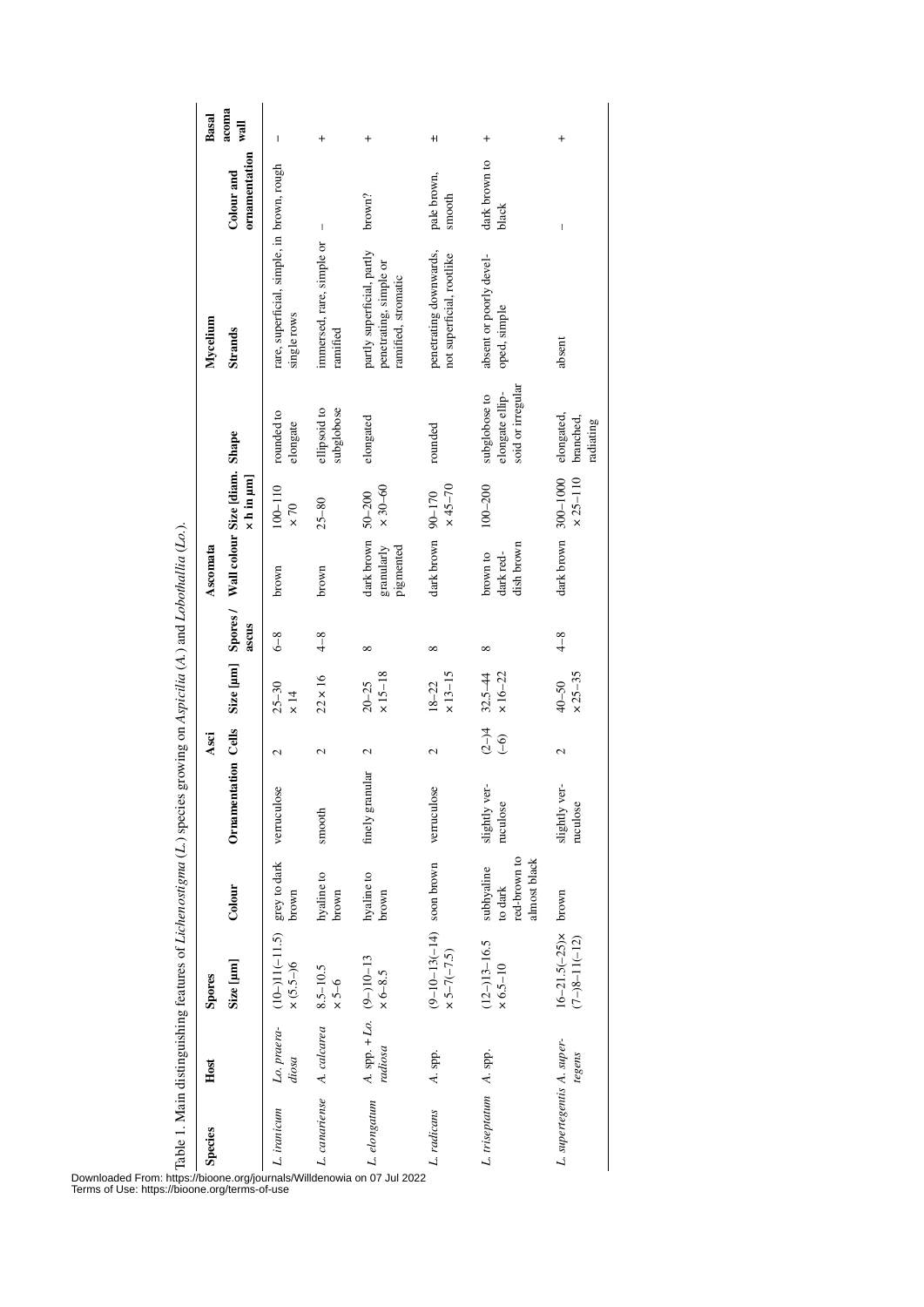Table 1. Main distinguishing features of *Lichenostigma* (*L.*) species growing on *Aspicilia* (*A.*) and *Lobothallia* (*Lo.*).

| Species | Host | Spores | | | Asci | | | Ascomata | | | Mycelium | | Basal acoma wall |
|---|---|---|---|---|---|---|---|---|---|---|---|---|---|
| | | Size [µm] | Colour | Ornamentation | Cells | Size [µm] | Spores / ascus | Wall colour | Size [diam. × h in µm] | Shape | Strands | Colour and ornamentation | |
| *L. iranicum* | *Lo. praeradiosa* | (10–)11(–11.5) × (5.5–)6 | grey to dark brown | verruculose | 2 | 25–30 × 14 | 6–8 | brown | 100–110 × 70 | rounded to elongate | rare, superficial, simple, in single rows | brown, rough | – |
| *L. canariense* | *A. calcarea* | 8.5–10.5 × 5–6 | hyaline to brown | smooth | 2 | 22 × 16 | 4–8 | brown | 25–80 | ellipsoid to subglobose | immersed, rare, simple or ramified | – | + |
| *L. elongatum* | *A.* spp. + *Lo. radiosa* | (9–)10–13 × 6–8.5 | hyaline to brown | finely granular | 2 | 20–25 × 15–18 | 8 | dark brown granularly pigmented | 50–200 × 30–60 | elongated | partly superficial, partly penetrating, simple or ramified, stromatic | brown? | + |
| *L. radicans* | *A.* spp. | (9–10–13(–14) × 5–7(–7.5) | soon brown | verruculose | 2 | 18–22 × 13–15 | 8 | dark brown | 90–170 × 45–70 | rounded | penetrating downwards, not superficial, rootlike | pale brown, smooth | ± |
| *L. triseptatum* | *A.* spp. | (12–)13–16.5 × 6.5–10 | subhyaline to dark red-brown to almost black | slightly verruculose | (2–)4 (–6) | 32.5–44 × 16–22 | 8 | brown to dark reddish brown | 100–200 | subglobose to elongate ellipsoid or irregular | absent or poorly developed, simple | dark brown to black | + |
| *L. supertegentis* | *A. supertegens* | 16–21.5(–25)× (7–)8–11(–12) | brown | slightly verruculose | 2 | 40–50 × 25–35 | 4–8 | dark brown | 300–1000 × 25–110 | elongated, branched, radiating | absent | – | + |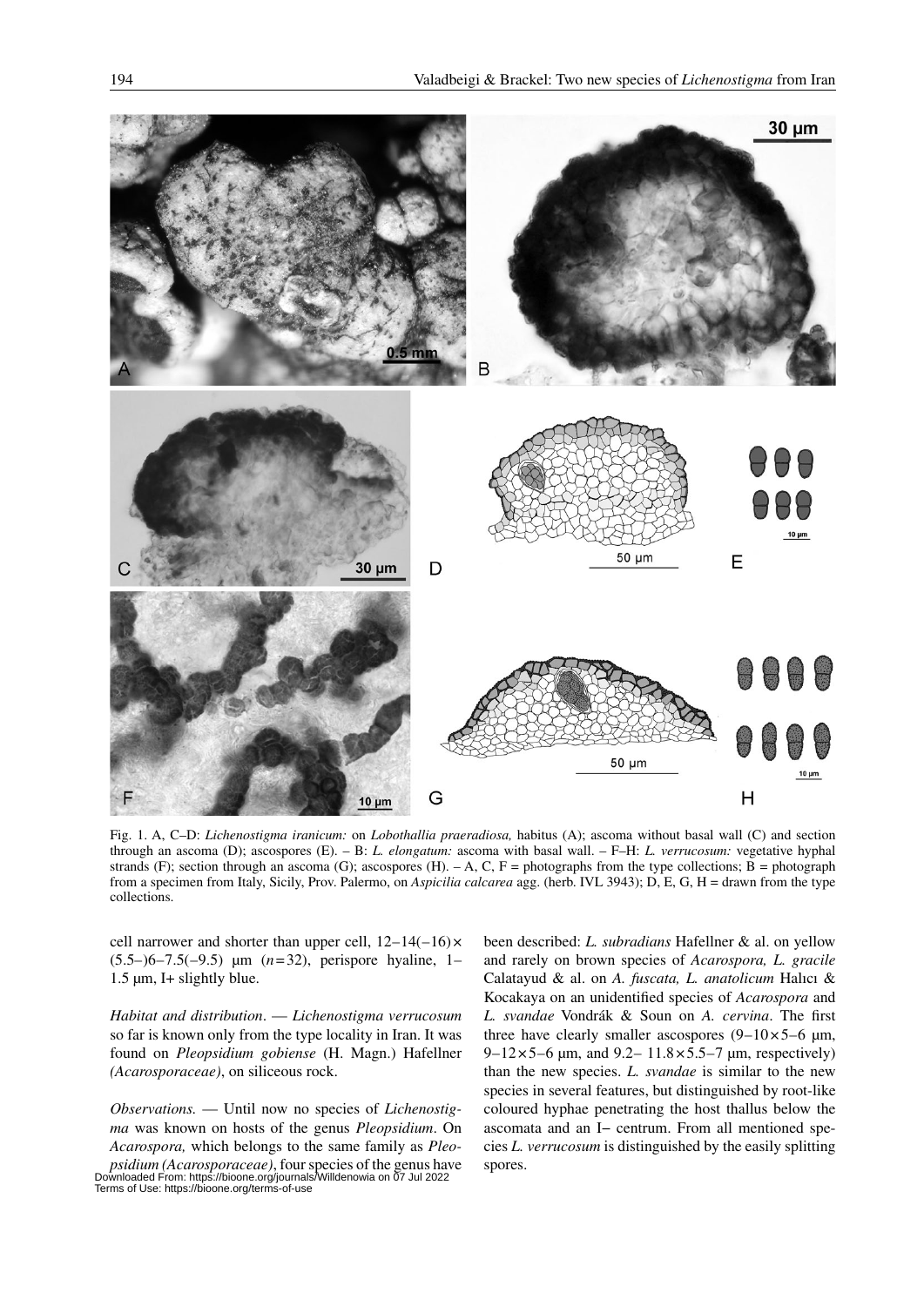Fig. 1. A, C–D: *Lichenostigma iranicum:* on *Lobothallia praeradiosa,* habitus (A); ascoma without basal wall (C) and section through an ascoma (D); ascospores (E). – B: *L. elongatum:* ascoma with basal wall. – F–H: *L. verrucosum:* vegetative hyphal strands (F); section through an ascoma (G); ascospores (H). – A, C, F = photographs from the type collections; B = photograph from a specimen from Italy, Sicily, Prov. Palermo, on *Aspicilia calcarea* agg. (herb. IVL 3943); D, E, G, H = drawn from the type collections.

cell narrower and shorter than upper cell, 12–14(–16) × (5.5–)6–7.5(–9.5) µm ($n = 32$), perispore hyaline, 1–1.5 µm, I+ slightly blue.

*Habitat and distribution*. — *Lichenostigma verrucosum* so far is known only from the type locality in Iran. It was found on *Pleopsidium gobiense* (H. Magn.) Hafellner *(Acarosporaceae)*, on siliceous rock.

*Observations.* — Until now no species of *Lichenostigma* was known on hosts of the genus *Pleopsidium*. On *Acarospora,* which belongs to the same family as *Pleopsidium (Acarosporaceae)*, four species of the genus have been described: *L. subradians* Hafellner & al. on yellow and rarely on brown species of *Acarospora, L. gracile* Calatayud & al. on *A. fuscata, L. anatolicum* Halıcı & Kocakaya on an unidentified species of *Acarospora* and *L. svandae* Vondrák & Soun on *A. cervina*. The first three have clearly smaller ascospores (9–10 × 5–6 µm, 9–12 × 5–6 µm, and 9.2– 11.8 × 5.5–7 µm, respectively) than the new species. *L. svandae* is similar to the new species in several features, but distinguished by root-like coloured hyphae penetrating the host thallus below the ascomata and an I− centrum. From all mentioned species *L. verrucosum* is distinguished by the easily splitting spores.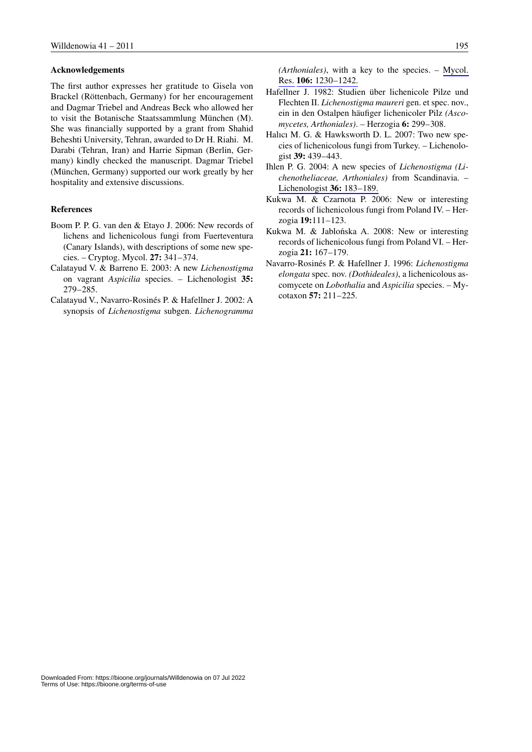### Acknowledgements

The first author expresses her gratitude to Gisela von Brackel (Röttenbach, Germany) for her encouragement and Dagmar Triebel and Andreas Beck who allowed her to visit the Botanische Staatssammlung München (M). She was financially supported by a grant from Shahid Beheshti University, Tehran, awarded to Dr H. Riahi. M. Darabi (Tehran, Iran) and Harrie Sipman (Berlin, Germany) kindly checked the manuscript. Dagmar Triebel (München, Germany) supported our work greatly by her hospitality and extensive discussions.

### References

Boom P. P. G. van den & Etayo J. 2006: New records of lichens and lichenicolous fungi from Fuerteventura (Canary Islands), with descriptions of some new species. – Cryptog. Mycol. **27:** 341–374.

Calatayud V. & Barreno E. 2003: A new *Lichenostigma* on vagrant *Aspicilia* species. – Lichenologist **35:** 279–285.

Calatayud V., Navarro-Rosinés P. & Hafellner J. 2002: A synopsis of *Lichenostigma* subgen. *Lichenogramma (Arthoniales)*, with a key to the species. – Mycol. Res. **106:** 1230–1242.

Hafellner J. 1982: Studien über lichenicole Pilze und Flechten II. *Lichenostigma maureri* gen. et spec. nov., ein in den Ostalpen häufiger lichenicoler Pilz *(Ascomycetes, Arthoniales)*. – Herzogia **6:** 299–308.

Halıcı M. G. & Hawksworth D. L. 2007: Two new species of lichenicolous fungi from Turkey. – Lichenologist **39:** 439–443.

Ihlen P. G. 2004: A new species of *Lichenostigma (Lichenotheliaceae, Arthoniales)* from Scandinavia. – Lichenologist **36:** 183–189.

Kukwa M. & Czarnota P. 2006: New or interesting records of lichenicolous fungi from Poland IV. – Herzogia **19:**111–123.

Kukwa M. & Jabłońska A. 2008: New or interesting records of lichenicolous fungi from Poland VI. – Herzogia **21:** 167–179.

Navarro-Rosinés P. & Hafellner J. 1996: *Lichenostigma elongata* spec. nov. *(Dothideales)*, a lichenicolous ascomycete on *Lobothalia* and *Aspicilia* species. – Mycotaxon **57:** 211–225.